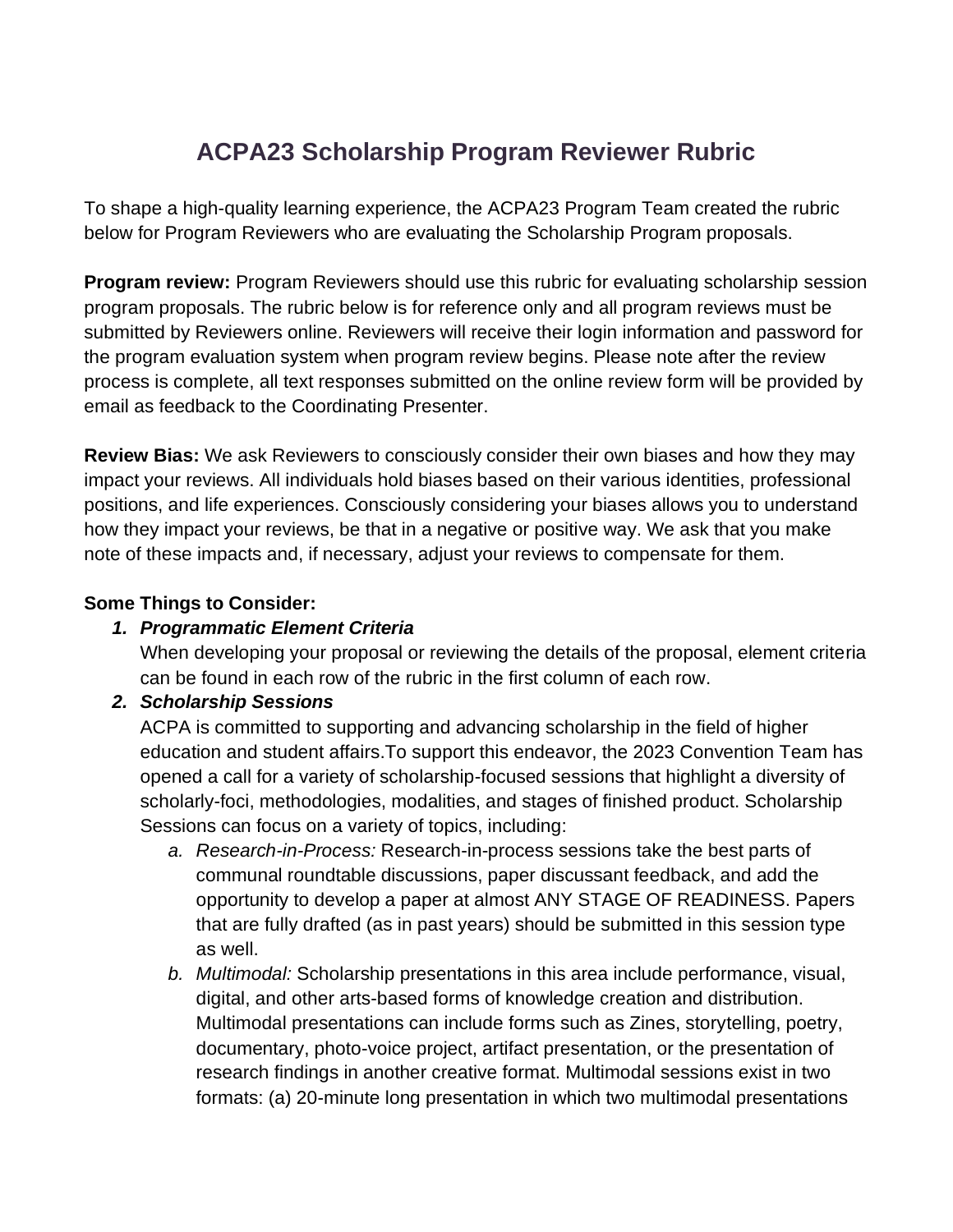# ACPA23 Scholarship Program Reviewer Rubric

To shape a high-quality learning experience, the ACPA23 Program Team created the rubric below for Program Reviewers who are evaluating the Scholarship Program proposals.

**Program review:** Program Reviewers should use this rubric for evaluating scholarship session program proposals. The rubric below is for reference only and all program reviews must be submitted by Reviewers online. Reviewers will receive their login information and password for the program evaluation system when program review begins. Please note after the review process is complete, all text responses submitted on the online review form will be provided by email as feedback to the Coordinating Presenter.

**Review Bias:** We ask Reviewers to consciously consider their own biases and how they may impact your reviews. All individuals hold biases based on their various identities, professional positions, and life experiences. Consciously considering your biases allows you to understand how they impact your reviews, be that in a negative or positive way. We ask that you make note of these impacts and, if necessary, adjust your reviews to compensate for them.

**Some Things to Consider:**

1. ***Programmatic Element Criteria***
   When developing your proposal or reviewing the details of the proposal, element criteria can be found in each row of the rubric in the first column of each row.
2. ***Scholarship Sessions***
   ACPA is committed to supporting and advancing scholarship in the field of higher education and student affairs.To support this endeavor, the 2023 Convention Team has opened a call for a variety of scholarship-focused sessions that highlight a diversity of scholarly-foci, methodologies, modalities, and stages of finished product. Scholarship Sessions can focus on a variety of topics, including:
   a. *Research-in-Process:* Research-in-process sessions take the best parts of communal roundtable discussions, paper discussant feedback, and add the opportunity to develop a paper at almost ANY STAGE OF READINESS. Papers that are fully drafted (as in past years) should be submitted in this session type as well.
   b. *Multimodal:* Scholarship presentations in this area include performance, visual, digital, and other arts-based forms of knowledge creation and distribution. Multimodal presentations can include forms such as Zines, storytelling, poetry, documentary, photo-voice project, artifact presentation, or the presentation of research findings in another creative format. Multimodal sessions exist in two formats: (a) 20-minute long presentation in which two multimodal presentations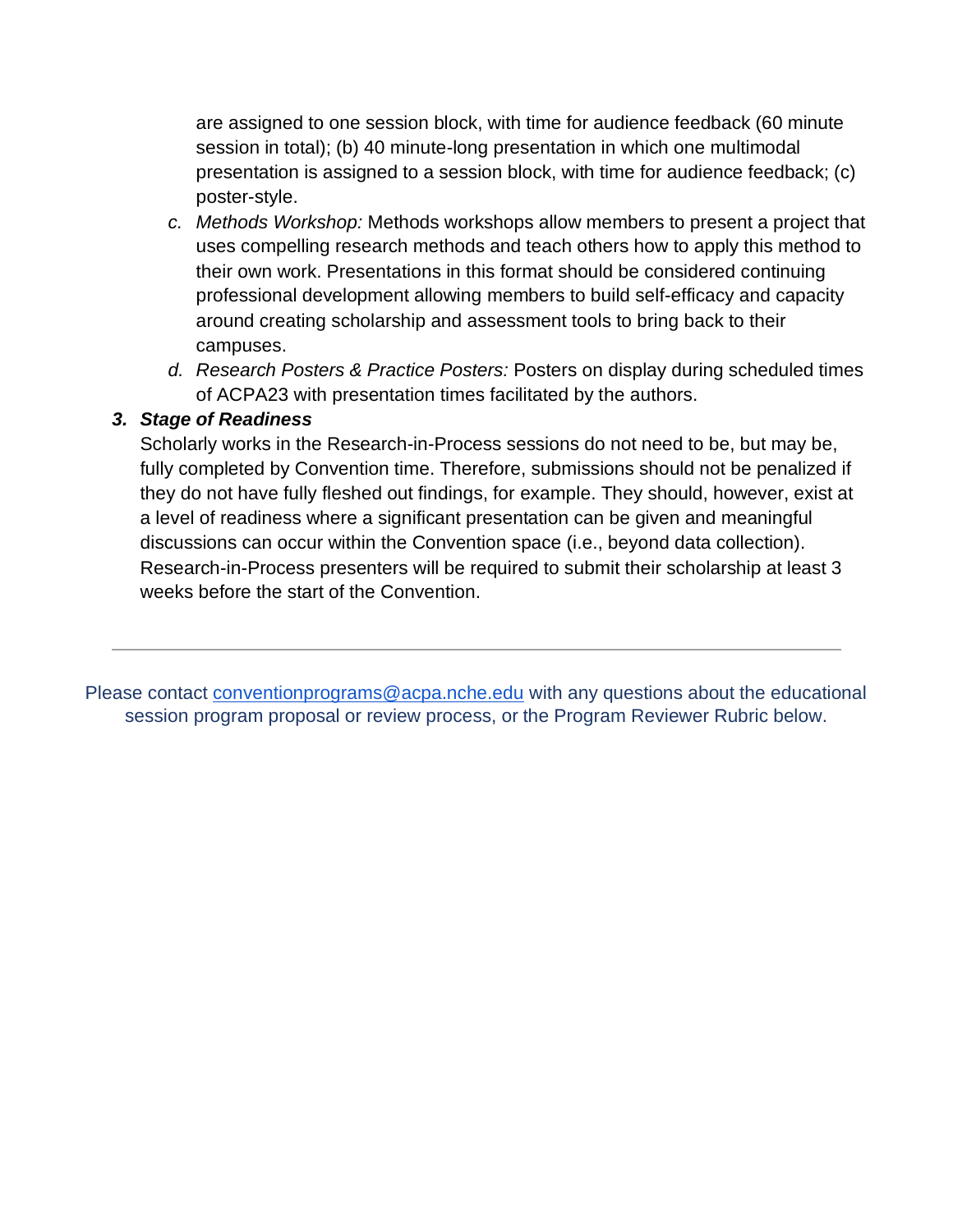are assigned to one session block, with time for audience feedback (60 minute session in total); (b) 40 minute-long presentation in which one multimodal presentation is assigned to a session block, with time for audience feedback; (c) poster-style.

c. *Methods Workshop:* Methods workshops allow members to present a project that uses compelling research methods and teach others how to apply this method to their own work. Presentations in this format should be considered continuing professional development allowing members to build self-efficacy and capacity around creating scholarship and assessment tools to bring back to their campuses.

d. *Research Posters & Practice Posters:* Posters on display during scheduled times of ACPA23 with presentation times facilitated by the authors.

3. ***Stage of Readiness***

Scholarly works in the Research-in-Process sessions do not need to be, but may be, fully completed by Convention time. Therefore, submissions should not be penalized if they do not have fully fleshed out findings, for example. They should, however, exist at a level of readiness where a significant presentation can be given and meaningful discussions can occur within the Convention space (i.e., beyond data collection). Research-in-Process presenters will be required to submit their scholarship at least 3 weeks before the start of the Convention.

---

Please contact conventionprograms@acpa.nche.edu with any questions about the educational session program proposal or review process, or the Program Reviewer Rubric below.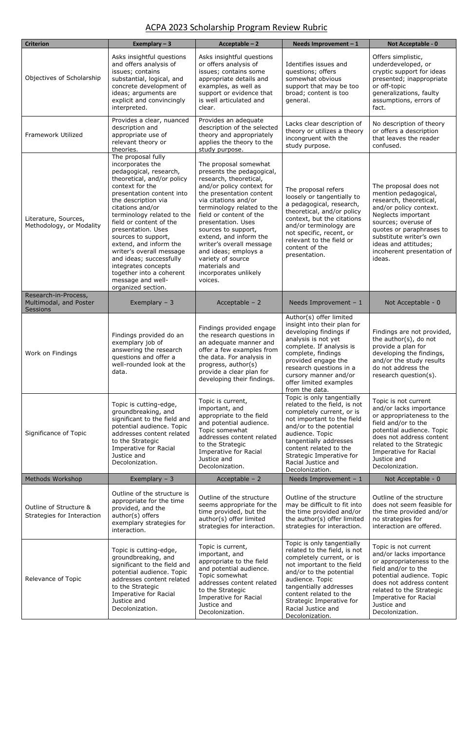# ACPA 2023 Scholarship Program Review Rubric

| Criterion | Exemplary – 3 | Acceptable – 2 | Needs Improvement – 1 | Not Acceptable - 0 |
|---|---|---|---|---|
| Objectives of Scholarship | Asks insightful questions and offers analysis of issues; contains substantial, logical, and concrete development of ideas; arguments are explicit and convincingly interpreted. | Asks insightful questions or offers analysis of issues; contains some appropriate details and examples, as well as support or evidence that is well articulated and clear. | Identifies issues and questions; offers somewhat obvious support that may be too broad; content is too general. | Offers simplistic, underdeveloped, or cryptic support for ideas presented; inappropriate or off-topic generalizations, faulty assumptions, errors of fact. |
| Framework Utilized | Provides a clear, nuanced description and appropriate use of relevant theory or theories. | Provides an adequate description of the selected theory and appropriately applies the theory to the study purpose. | Lacks clear description of theory or utilizes a theory incongruent with the study purpose. | No description of theory or offers a description that leaves the reader confused. |
| Literature, Sources, Methodology, or Modality | The proposal fully incorporates the pedagogical, research, theoretical, and/or policy context for the presentation content into the description via citations and/or terminology related to the field or content of the presentation. Uses sources to support, extend, and inform the writer's overall message and ideas; successfully integrates concepts together into a coherent message and well-organized section. | The proposal somewhat presents the pedagogical, research, theoretical, and/or policy context for the presentation content via citations and/or terminology related to the field or content of the presentation. Uses sources to support, extend, and inform the writer's overall message and ideas; employs a variety of source materials and incorporates unlikely voices. | The proposal refers loosely or tangentially to a pedagogical, research, theoretical, and/or policy context, but the citations and/or terminology are not specific, recent, or relevant to the field or content of the presentation. | The proposal does not mention pedagogical, research, theoretical, and/or policy context. Neglects important sources; overuse of quotes or paraphrases to substitute writer's own ideas and attitudes; incoherent presentation of ideas. |
| **Research-in-Process, Multimodal, and Poster Sessions** | **Exemplary – 3** | **Acceptable – 2** | **Needs Improvement – 1** | **Not Acceptable - 0** |
| Work on Findings | Findings provided do an exemplary job of answering the research questions and offer a well-rounded look at the data. | Findings provided engage the research questions in an adequate manner and offer a few examples from the data. For analysis in progress, author(s) provide a clear plan for developing their findings. | Author(s) offer limited insight into their plan for developing findings if analysis is not yet complete. If analysis is complete, findings provided engage the research questions in a cursory manner and/or offer limited examples from the data. | Findings are not provided, the author(s), do not provide a plan for developing the findings, and/or the study results do not address the research question(s). |
| Significance of Topic | Topic is cutting-edge, groundbreaking, and significant to the field and potential audience. Topic addresses content related to the Strategic Imperative for Racial Justice and Decolonization. | Topic is current, important, and appropriate to the field and potential audience. Topic somewhat addresses content related to the Strategic Imperative for Racial Justice and Decolonization. | Topic is only tangentially related to the field, is not completely current, or is not important to the field and/or to the potential audience. Topic tangentially addresses content related to the Strategic Imperative for Racial Justice and Decolonization. | Topic is not current and/or lacks importance or appropriateness to the field and/or to the potential audience. Topic does not address content related to the Strategic Imperative for Racial Justice and Decolonization. |
| **Methods Workshop** | **Exemplary – 3** | **Acceptable – 2** | **Needs Improvement – 1** | **Not Acceptable - 0** |
| Outline of Structure & Strategies for Interaction | Outline of the structure is appropriate for the time provided, and the author(s) offers exemplary strategies for interaction. | Outline of the structure seems appropriate for the time provided, but the author(s) offer limited strategies for interaction. | Outline of the structure may be difficult to fit into the time provided and/or the author(s) offer limited strategies for interaction. | Outline of the structure does not seem feasible for the time provided and/or no strategies for interaction are offered. |
| Relevance of Topic | Topic is cutting-edge, groundbreaking, and significant to the field and potential audience. Topic addresses content related to the Strategic Imperative for Racial Justice and Decolonization. | Topic is current, important, and appropriate to the field and potential audience. Topic somewhat addresses content related to the Strategic Imperative for Racial Justice and Decolonization. | Topic is only tangentially related to the field, is not completely current, or is not important to the field and/or to the potential audience. Topic tangentially addresses content related to the Strategic Imperative for Racial Justice and Decolonization. | Topic is not current and/or lacks importance or appropriateness to the field and/or to the potential audience. Topic does not address content related to the Strategic Imperative for Racial Justice and Decolonization. |